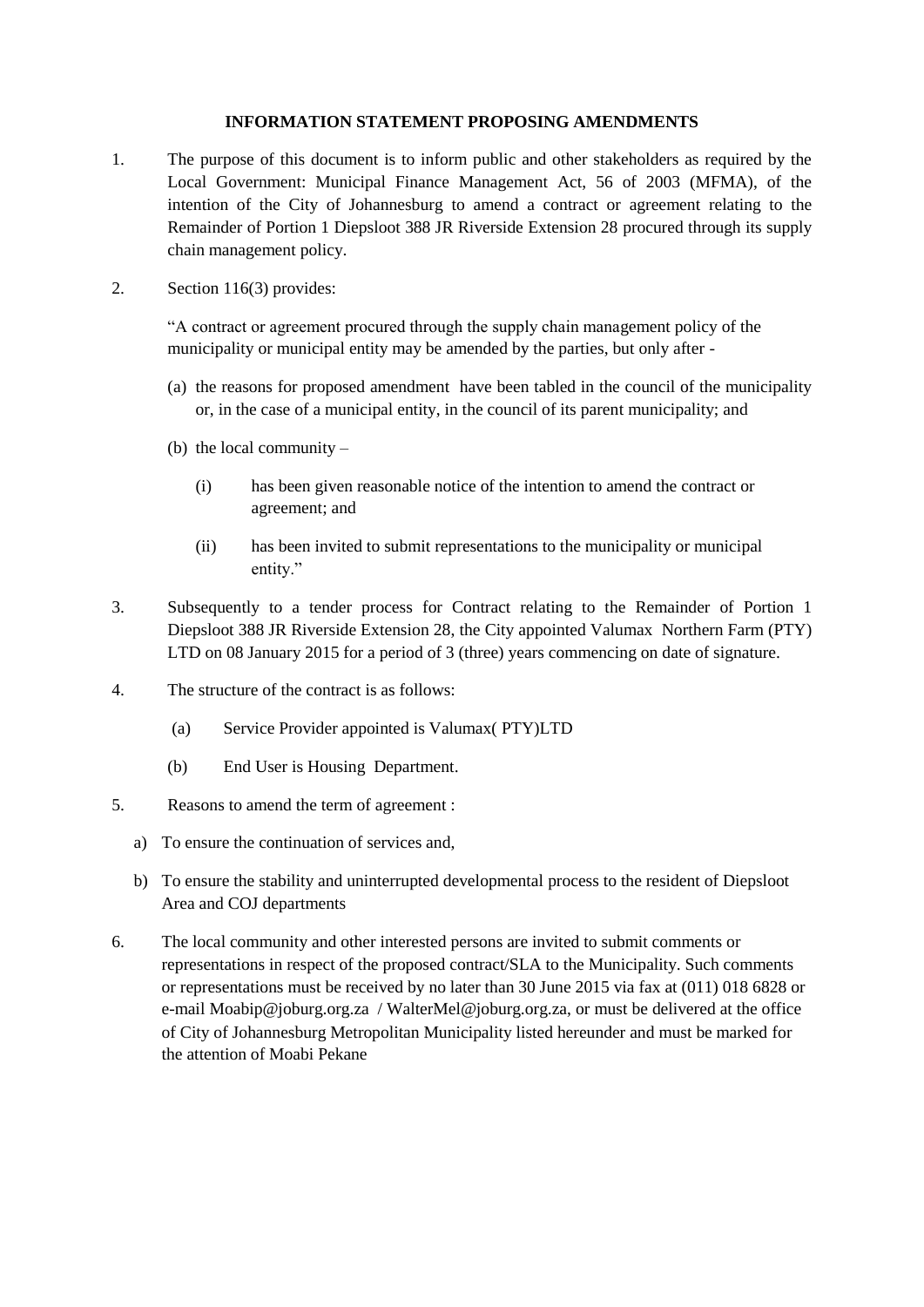**INFORMATION STATEMENT PROPOSING AMENDMENTS**

1. The purpose of this document is to inform public and other stakeholders as required by the Local Government: Municipal Finance Management Act, 56 of 2003 (MFMA), of the intention of the City of Johannesburg to amend a contract or agreement relating to the Remainder of Portion 1 Diepsloot 388 JR Riverside Extension 28 procured through its supply chain management policy.

2. Section 116(3) provides:

   "A contract or agreement procured through the supply chain management policy of the municipality or municipal entity may be amended by the parties, but only after -

   (a) the reasons for proposed amendment have been tabled in the council of the municipality or, in the case of a municipal entity, in the council of its parent municipality; and

   (b) the local community –

      (i) has been given reasonable notice of the intention to amend the contract or agreement; and

      (ii) has been invited to submit representations to the municipality or municipal entity."

3. Subsequently to a tender process for Contract relating to the Remainder of Portion 1 Diepsloot 388 JR Riverside Extension 28, the City appointed Valumax Northern Farm (PTY) LTD on 08 January 2015 for a period of 3 (three) years commencing on date of signature.

4. The structure of the contract is as follows:

   (a) Service Provider appointed is Valumax( PTY)LTD

   (b) End User is Housing Department.

5. Reasons to amend the term of agreement :

   a) To ensure the continuation of services and,

   b) To ensure the stability and uninterrupted developmental process to the resident of Diepsloot Area and COJ departments

6. The local community and other interested persons are invited to submit comments or representations in respect of the proposed contract/SLA to the Municipality. Such comments or representations must be received by no later than 30 June 2015 via fax at (011) 018 6828 or e-mail Moabip@joburg.org.za / WalterMel@joburg.org.za, or must be delivered at the office of City of Johannesburg Metropolitan Municipality listed hereunder and must be marked for the attention of Moabi Pekane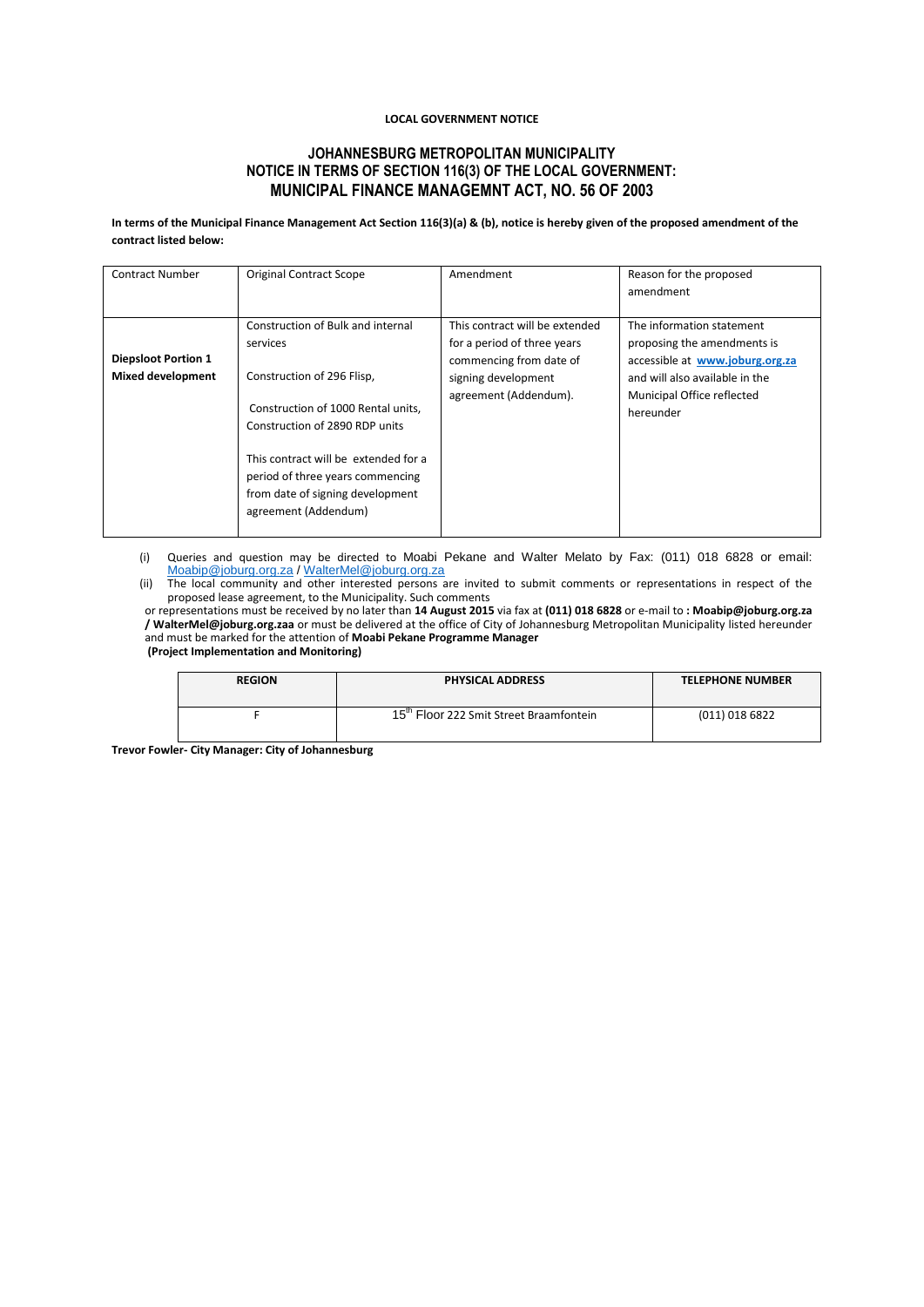**LOCAL GOVERNMENT NOTICE**

## JOHANNESBURG METROPOLITAN MUNICIPALITY
## NOTICE IN TERMS OF SECTION 116(3) OF THE LOCAL GOVERNMENT: MUNICIPAL FINANCE MANAGEMNT ACT, NO. 56 OF 2003

**In terms of the Municipal Finance Management Act Section 116(3)(a) & (b), notice is hereby given of the proposed amendment of the contract listed below:**

| Contract Number | Original Contract Scope | Amendment | Reason for the proposed amendment |
|---|---|---|---|
| **Diepsloot Portion 1 Mixed development** | Construction of Bulk and internal services<br><br>Construction of 296 Flisp,<br><br>Construction of 1000 Rental units,<br>Construction of 2890 RDP units<br><br>This contract will be extended for a period of three years commencing from date of signing development agreement (Addendum) | This contract will be extended for a period of three years commencing from date of signing development agreement (Addendum). | The information statement proposing the amendments is accessible at **www.joburg.org.za** and will also available in the Municipal Office reflected hereunder |

(i) Queries and question may be directed to Moabi Pekane and Walter Melato by Fax: (011) 018 6828 or email: Moabip@joburg.org.za / WalterMel@joburg.org.za

(ii) The local community and other interested persons are invited to submit comments or representations in respect of the proposed lease agreement, to the Municipality. Such comments or representations must be received by no later than **14 August 2015** via fax at **(011) 018 6828** or e-mail to **: Moabip@joburg.org.za / WalterMel@joburg.org.zaa** or must be delivered at the office of City of Johannesburg Metropolitan Municipality listed hereunder and must be marked for the attention of **Moabi Pekane Programme Manager (Project Implementation and Monitoring)**

| REGION | PHYSICAL ADDRESS | TELEPHONE NUMBER |
|---|---|---|
| F | 15th Floor 222 Smit Street Braamfontein | (011) 018 6822 |

**Trevor Fowler- City Manager: City of Johannesburg**